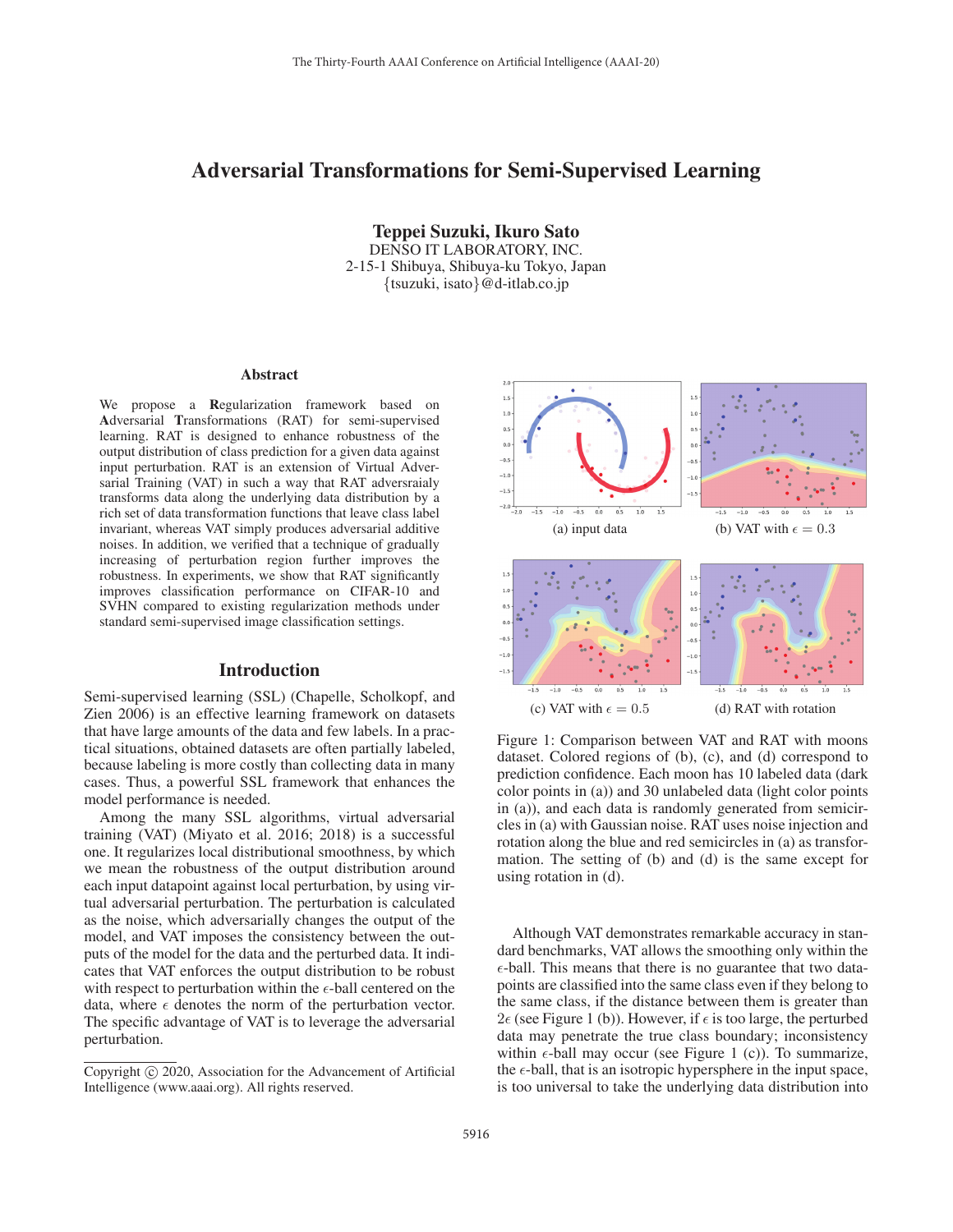# Adversarial Transformations for Semi-Supervised Learning

**Teppei Suzuki, Ikuro Sato**
DENSO IT LABORATORY, INC.
2-15-1 Shibuya, Shibuya-ku Tokyo, Japan
{tsuzuki, isato}@d-itlab.co.jp

## Abstract

We propose a **R**egularization framework based on **A**dversarial **T**ransformations (RAT) for semi-supervised learning. RAT is designed to enhance robustness of the output distribution of class prediction for a given data against input perturbation. RAT is an extension of Virtual Adversarial Training (VAT) in such a way that RAT adversraialy transforms data along the underlying data distribution by a rich set of data transformation functions that leave class label invariant, whereas VAT simply produces adversarial additive noises. In addition, we verified that a technique of gradually increasing of perturbation region further improves the robustness. In experiments, we show that RAT significantly improves classification performance on CIFAR-10 and SVHN compared to existing regularization methods under standard semi-supervised image classification settings.

(a) input data

(b) VAT with $\epsilon = 0.3$

(c) VAT with $\epsilon = 0.5$

(d) RAT with rotation

Figure 1: Comparison between VAT and RAT with moons dataset. Colored regions of (b), (c), and (d) correspond to prediction confidence. Each moon has 10 labeled data (dark color points in (a)) and 30 unlabeled data (light color points in (a)), and each data is randomly generated from semicircles in (a) with Gaussian noise. RAT uses noise injection and rotation along the blue and red semicircles in (a) as transformation. The setting of (b) and (d) is the same except for using rotation in (d).

## Introduction

Semi-supervised learning (SSL) (Chapelle, Scholkopf, and Zien 2006) is an effective learning framework on datasets that have large amounts of the data and few labels. In a practical situations, obtained datasets are often partially labeled, because labeling is more costly than collecting data in many cases. Thus, a powerful SSL framework that enhances the model performance is needed.

Among the many SSL algorithms, virtual adversarial training (VAT) (Miyato et al. 2016; 2018) is a successful one. It regularizes local distributional smoothness, by which we mean the robustness of the output distribution around each input datapoint against local perturbation, by using virtual adversarial perturbation. The perturbation is calculated as the noise, which adversarially changes the output of the model, and VAT imposes the consistency between the outputs of the model for the data and the perturbed data. It indicates that VAT enforces the output distribution to be robust with respect to perturbation within the $\epsilon$-ball centered on the data, where $\epsilon$ denotes the norm of the perturbation vector. The specific advantage of VAT is to leverage the adversarial perturbation.

Although VAT demonstrates remarkable accuracy in standard benchmarks, VAT allows the smoothing only within the $\epsilon$-ball. This means that there is no guarantee that two datapoints are classified into the same class even if they belong to the same class, if the distance between them is greater than $2\epsilon$ (see Figure 1 (b)). However, if $\epsilon$ is too large, the perturbed data may penetrate the true class boundary; inconsistency within $\epsilon$-ball may occur (see Figure 1 (c)). To summarize, the $\epsilon$-ball, that is an isotropic hypersphere in the input space, is too universal to take the underlying data distribution into

Copyright © 2020, Association for the Advancement of Artificial Intelligence (www.aaai.org). All rights reserved.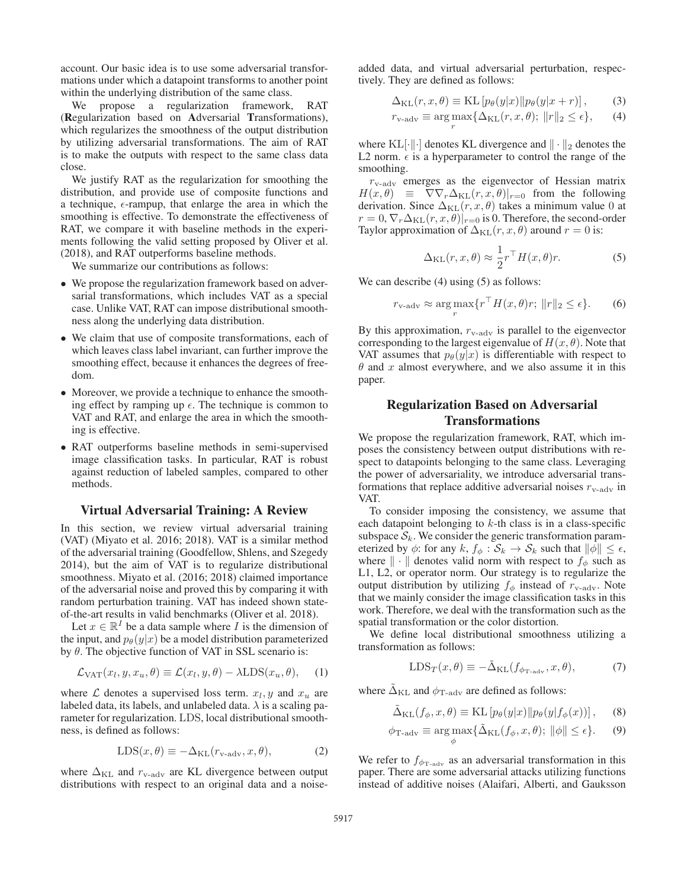account. Our basic idea is to use some adversarial transformations under which a datapoint transforms to another point within the underlying distribution of the same class.

We propose a regularization framework, RAT (**R**egularization based on **A**dversarial **T**ransformations), which regularizes the smoothness of the output distribution by utilizing adversarial transformations. The aim of RAT is to make the outputs with respect to the same class data close.

We justify RAT as the regularization for smoothing the distribution, and provide use of composite functions and a technique, $\epsilon$-rampup, that enlarge the area in which the smoothing is effective. To demonstrate the effectiveness of RAT, we compare it with baseline methods in the experiments following the valid setting proposed by Oliver et al. (2018), and RAT outperforms baseline methods.

We summarize our contributions as follows:

- We propose the regularization framework based on adversarial transformations, which includes VAT as a special case. Unlike VAT, RAT can impose distributional smoothness along the underlying data distribution.
- We claim that use of composite transformations, each of which leaves class label invariant, can further improve the smoothing effect, because it enhances the degrees of freedom.
- Moreover, we provide a technique to enhance the smoothing effect by ramping up $\epsilon$. The technique is common to VAT and RAT, and enlarge the area in which the smoothing is effective.
- RAT outperforms baseline methods in semi-supervised image classification tasks. In particular, RAT is robust against reduction of labeled samples, compared to other methods.

## Virtual Adversarial Training: A Review

In this section, we review virtual adversarial training (VAT) (Miyato et al. 2016; 2018). VAT is a similar method of the adversarial training (Goodfellow, Shlens, and Szegedy 2014), but the aim of VAT is to regularize distributional smoothness. Miyato et al. (2016; 2018) claimed importance of the adversarial noise and proved this by comparing it with random perturbation training. VAT has indeed shown state-of-the-art results in valid benchmarks (Oliver et al. 2018).

Let $x \in \mathbb{R}^I$ be a data sample where $I$ is the dimension of the input, and $p_\theta(y|x)$ be a model distribution parameterized by $\theta$. The objective function of VAT in SSL scenario is:

$$\mathcal{L}_{\mathrm{VAT}}(x_l, y, x_u, \theta) \equiv \mathcal{L}(x_l, y, \theta) - \lambda \mathrm{LDS}(x_u, \theta), \quad (1)$$

where $\mathcal{L}$ denotes a supervised loss term. $x_l, y$ and $x_u$ are labeled data, its labels, and unlabeled data. $\lambda$ is a scaling parameter for regularization. LDS, local distributional smoothness, is defined as follows:

$$\mathrm{LDS}(x, \theta) \equiv -\Delta_{\mathrm{KL}}(r_{\text{v-adv}}, x, \theta), \quad (2)$$

where $\Delta_{\mathrm{KL}}$ and $r_{\text{v-adv}}$ are KL divergence between output distributions with respect to an original data and a noise-added data, and virtual adversarial perturbation, respectively. They are defined as follows:

$$\Delta_{\mathrm{KL}}(r, x, \theta) \equiv \mathrm{KL}\left[p_\theta(y|x) \| p_\theta(y|x + r)\right], \quad (3)$$

$$r_{\text{v-adv}} \equiv \arg\max_r \{\Delta_{\mathrm{KL}}(r, x, \theta);\ \|r\|_2 \leq \epsilon\}, \quad (4)$$

where $\mathrm{KL}[\cdot\|\cdot]$ denotes KL divergence and $\|\cdot\|_2$ denotes the L2 norm. $\epsilon$ is a hyperparameter to control the range of the smoothing.

$r_{\text{v-adv}}$ emerges as the eigenvector of Hessian matrix $H(x, \theta) \equiv \nabla\nabla_r \Delta_{\mathrm{KL}}(r, x, \theta)|_{r=0}$ from the following derivation. Since $\Delta_{\mathrm{KL}}(r, x, \theta)$ takes a minimum value 0 at $r = 0$, $\nabla_r \Delta_{\mathrm{KL}}(r, x, \theta)|_{r=0}$ is 0. Therefore, the second-order Taylor approximation of $\Delta_{\mathrm{KL}}(r, x, \theta)$ around $r = 0$ is:

$$\Delta_{\mathrm{KL}}(r, x, \theta) \approx \frac{1}{2} r^\top H(x, \theta) r. \quad (5)$$

We can describe (4) using (5) as follows:

$$r_{\text{v-adv}} \approx \arg\max_r \{r^\top H(x, \theta) r;\ \|r\|_2 \leq \epsilon\}. \quad (6)$$

By this approximation, $r_{\text{v-adv}}$ is parallel to the eigenvector corresponding to the largest eigenvalue of $H(x, \theta)$. Note that VAT assumes that $p_\theta(y|x)$ is differentiable with respect to $\theta$ and $x$ almost everywhere, and we also assume it in this paper.

## Regularization Based on Adversarial Transformations

We propose the regularization framework, RAT, which imposes the consistency between output distributions with respect to datapoints belonging to the same class. Leveraging the power of adversariality, we introduce adversarial transformations that replace additive adversarial noises $r_{\text{v-adv}}$ in VAT.

To consider imposing the consistency, we assume that each datapoint belonging to $k$-th class is in a class-specific subspace $\mathcal{S}_k$. We consider the generic transformation parameterized by $\phi$: for any $k$, $f_\phi : \mathcal{S}_k \to \mathcal{S}_k$ such that $\|\phi\| \leq \epsilon$, where $\|\cdot\|$ denotes valid norm with respect to $f_\phi$ such as L1, L2, or operator norm. Our strategy is to regularize the output distribution by utilizing $f_\phi$ instead of $r_{\text{v-adv}}$. Note that we mainly consider the image classification tasks in this work. Therefore, we deal with the transformation such as the spatial transformation or the color distortion.

We define local distributional smoothness utilizing a transformation as follows:

$$\mathrm{LDS}_T(x, \theta) \equiv -\tilde{\Delta}_{\mathrm{KL}}(f_{\phi_{\text{T-adv}}}, x, \theta), \quad (7)$$

where $\tilde{\Delta}_{\mathrm{KL}}$ and $\phi_{\text{T-adv}}$ are defined as follows:

$$\tilde{\Delta}_{\mathrm{KL}}(f_\phi, x, \theta) \equiv \mathrm{KL}\left[p_\theta(y|x) \| p_\theta(y|f_\phi(x))\right], \quad (8)$$

$$\phi_{\text{T-adv}} \equiv \arg\max_\phi \{\tilde{\Delta}_{\mathrm{KL}}(f_\phi, x, \theta);\ \|\phi\| \leq \epsilon\}. \quad (9)$$

We refer to $f_{\phi_{\text{T-adv}}}$ as an adversarial transformation in this paper. There are some adversarial attacks utilizing functions instead of additive noises (Alaifari, Alberti, and Gauksson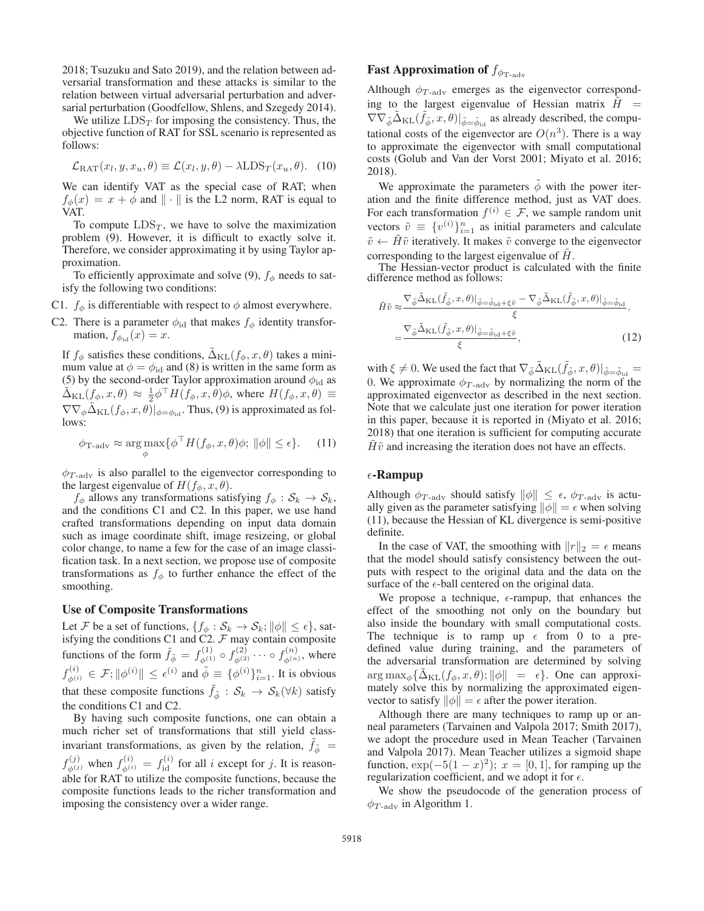2018; Tsuzuku and Sato 2019), and the relation between adversarial transformation and these attacks is similar to the relation between virtual adversarial perturbation and adversarial perturbation (Goodfellow, Shlens, and Szegedy 2014).

We utilize $\mathrm{LDS}_T$ for imposing the consistency. Thus, the objective function of RAT for SSL scenario is represented as follows:

$$\mathcal{L}_{\mathrm{RAT}}(x_l, y, x_u, \theta) \equiv \mathcal{L}(x_l, y, \theta) - \lambda \mathrm{LDS}_T(x_u, \theta). \quad (10)$$

We can identify VAT as the special case of RAT; when $f_\phi(x) = x + \phi$ and $\|\cdot\|$ is the L2 norm, RAT is equal to VAT.

To compute $\mathrm{LDS}_T$, we have to solve the maximization problem (9). However, it is difficult to exactly solve it. Therefore, we consider approximating it by using Taylor approximation.

To efficiently approximate and solve (9), $f_\phi$ needs to satisfy the following two conditions:

C1. $f_\phi$ is differentiable with respect to $\phi$ almost everywhere.

C2. There is a parameter $\phi_{\mathrm{id}}$ that makes $f_\phi$ identity transformation, $f_{\phi_{\mathrm{id}}}(x) = x$.

If $f_\phi$ satisfies these conditions, $\tilde{\Delta}_{\mathrm{KL}}(f_\phi, x, \theta)$ takes a minimum value at $\phi = \phi_{\mathrm{id}}$ and (8) is written in the same form as (5) by the second-order Taylor approximation around $\phi_{\mathrm{id}}$ as $\tilde{\Delta}_{\mathrm{KL}}(f_\phi, x, \theta) \approx \frac{1}{2}\phi^\top H(f_\phi, x, \theta)\phi$, where $H(f_\phi, x, \theta) \equiv \nabla\nabla_\phi \tilde{\Delta}_{\mathrm{KL}}(f_\phi, x, \theta)|_{\phi=\phi_{\mathrm{id}}}$. Thus, (9) is approximated as follows:

$$\phi_{\text{T-adv}} \approx \arg\max_\phi \{\phi^\top H(f_\phi, x, \theta)\phi;\ \|\phi\| \leq \epsilon\}. \quad (11)$$

$\phi_{T\text{-adv}}$ is also parallel to the eigenvector corresponding to the largest eigenvalue of $H(f_\phi, x, \theta)$.

$f_\phi$ allows any transformations satisfying $f_\phi : \mathcal{S}_k \to \mathcal{S}_k$, and the conditions C1 and C2. In this paper, we use hand crafted transformations depending on input data domain such as image coordinate shift, image resizeing, or global color change, to name a few for the case of an image classification task. In a next section, we propose use of composite transformations as $f_\phi$ to further enhance the effect of the smoothing.

### Use of Composite Transformations

Let $\mathcal{F}$ be a set of functions, $\{f_\phi : \mathcal{S}_k \to \mathcal{S}_k; \|\phi\| \leq \epsilon\}$, satisfying the conditions C1 and C2. $\mathcal{F}$ may contain composite functions of the form $\tilde{f}_{\tilde{\phi}} = f^{(1)}_{\phi^{(1)}} \circ f^{(2)}_{\phi^{(2)}} \cdots \circ f^{(n)}_{\phi^{(n)}}$, where $f^{(i)}_{\phi^{(i)}} \in \mathcal{F}; \|\phi^{(i)}\| \leq \epsilon^{(i)}$ and $\tilde{\phi} \equiv \{\phi^{(i)}\}_{i=1}^n$. It is obvious that these composite functions $\tilde{f}_{\tilde{\phi}} : \mathcal{S}_k \to \mathcal{S}_k (\forall k)$ satisfy the conditions C1 and C2.

By having such composite functions, one can obtain a much richer set of transformations that still yield class-invariant transformations, as given by the relation, $\tilde{f}_{\tilde{\phi}} = f^{(j)}_{\phi^{(j)}}$ when $f^{(i)}_{\phi^{(i)}} = f^{(i)}_{\mathrm{id}}$ for all $i$ except for $j$. It is reasonable for RAT to utilize the composite functions, because the composite functions leads to the richer transformation and imposing the consistency over a wider range.

### Fast Approximation of $f_{\phi_{\text{T-adv}}}$

Although $\phi_{T\text{-adv}}$ emerges as the eigenvector corresponding to the largest eigenvalue of Hessian matrix $\tilde{H} = \nabla\nabla_{\tilde{\phi}} \tilde{\Delta}_{\mathrm{KL}}(\tilde{f}_{\tilde{\phi}}, x, \theta)|_{\tilde{\phi}=\tilde{\phi}_{\mathrm{id}}}$ as already described, the computational costs of the eigenvector are $O(n^3)$. There is a way to approximate the eigenvector with small computational costs (Golub and Van der Vorst 2001; Miyato et al. 2016; 2018).

We approximate the parameters $\tilde{\phi}$ with the power iteration and the finite difference method, just as VAT does. For each transformation $f^{(i)} \in \mathcal{F}$, we sample random unit vectors $\tilde{v} \equiv \{v^{(i)}\}_{i=1}^n$ as initial parameters and calculate $\tilde{v} \leftarrow \tilde{H}\tilde{v}$ iteratively. It makes $\tilde{v}$ converge to the eigenvector corresponding to the largest eigenvalue of $\tilde{H}$.

The Hessian-vector product is calculated with the finite difference method as follows:

$$\begin{aligned}
\tilde{H}\tilde{v} \approx & \frac{\nabla_{\tilde{\phi}} \tilde{\Delta}_{\mathrm{KL}}(\tilde{f}_{\tilde{\phi}}, x, \theta)|_{\tilde{\phi}=\tilde{\phi}_{\mathrm{id}}+\xi\tilde{v}} - \nabla_{\tilde{\phi}} \tilde{\Delta}_{\mathrm{KL}}(\tilde{f}_{\tilde{\phi}}, x, \theta)|_{\tilde{\phi}=\tilde{\phi}_{\mathrm{id}}}}{\xi}, \\
= & \frac{\nabla_{\tilde{\phi}} \tilde{\Delta}_{\mathrm{KL}}(\tilde{f}_{\tilde{\phi}}, x, \theta)|_{\tilde{\phi}=\tilde{\phi}_{\mathrm{id}}+\xi\tilde{v}}}{\xi},
\end{aligned} \quad (12)$$

with $\xi \neq 0$. We used the fact that $\nabla_{\tilde{\phi}} \tilde{\Delta}_{\mathrm{KL}}(\tilde{f}_{\tilde{\phi}}, x, \theta)|_{\tilde{\phi}=\tilde{\phi}_{\mathrm{id}}} = 0$. We approximate $\phi_{T\text{-adv}}$ by normalizing the norm of the approximated eigenvector as described in the next section. Note that we calculate just one iteration for power iteration in this paper, because it is reported in (Miyato et al. 2016; 2018) that one iteration is sufficient for computing accurate $\tilde{H}\tilde{v}$ and increasing the iteration does not have an effects.

### $\epsilon$-Rampup

Although $\phi_{T\text{-adv}}$ should satisfy $\|\phi\| \leq \epsilon$, $\phi_{T\text{-adv}}$ is actually given as the parameter satisfying $\|\phi\| = \epsilon$ when solving (11), because the Hessian of KL divergence is semi-positive definite.

In the case of VAT, the smoothing with $\|r\|_2 = \epsilon$ means that the model should satisfy consistency between the outputs with respect to the original data and the data on the surface of the $\epsilon$-ball centered on the original data.

We propose a technique, $\epsilon$-rampup, that enhances the effect of the smoothing not only on the boundary but also inside the boundary with small computational costs. The technique is to ramp up $\epsilon$ from 0 to a predefined value during training, and the parameters of the adversarial transformation are determined by solving $\arg\max_\phi\{\tilde{\Delta}_{\mathrm{KL}}(f_\phi, x, \theta); \|\phi\| = \epsilon\}$. One can approximately solve this by normalizing the approximated eigenvector to satisfy $\|\phi\| = \epsilon$ after the power iteration.

Although there are many techniques to ramp up or anneal parameters (Tarvainen and Valpola 2017; Smith 2017), we adopt the procedure used in Mean Teacher (Tarvainen and Valpola 2017). Mean Teacher utilizes a sigmoid shape function, $\exp(-5(1-x)^2)$; $x = [0, 1]$, for ramping up the regularization coefficient, and we adopt it for $\epsilon$.

We show the pseudocode of the generation process of $\phi_{T\text{-adv}}$ in Algorithm 1.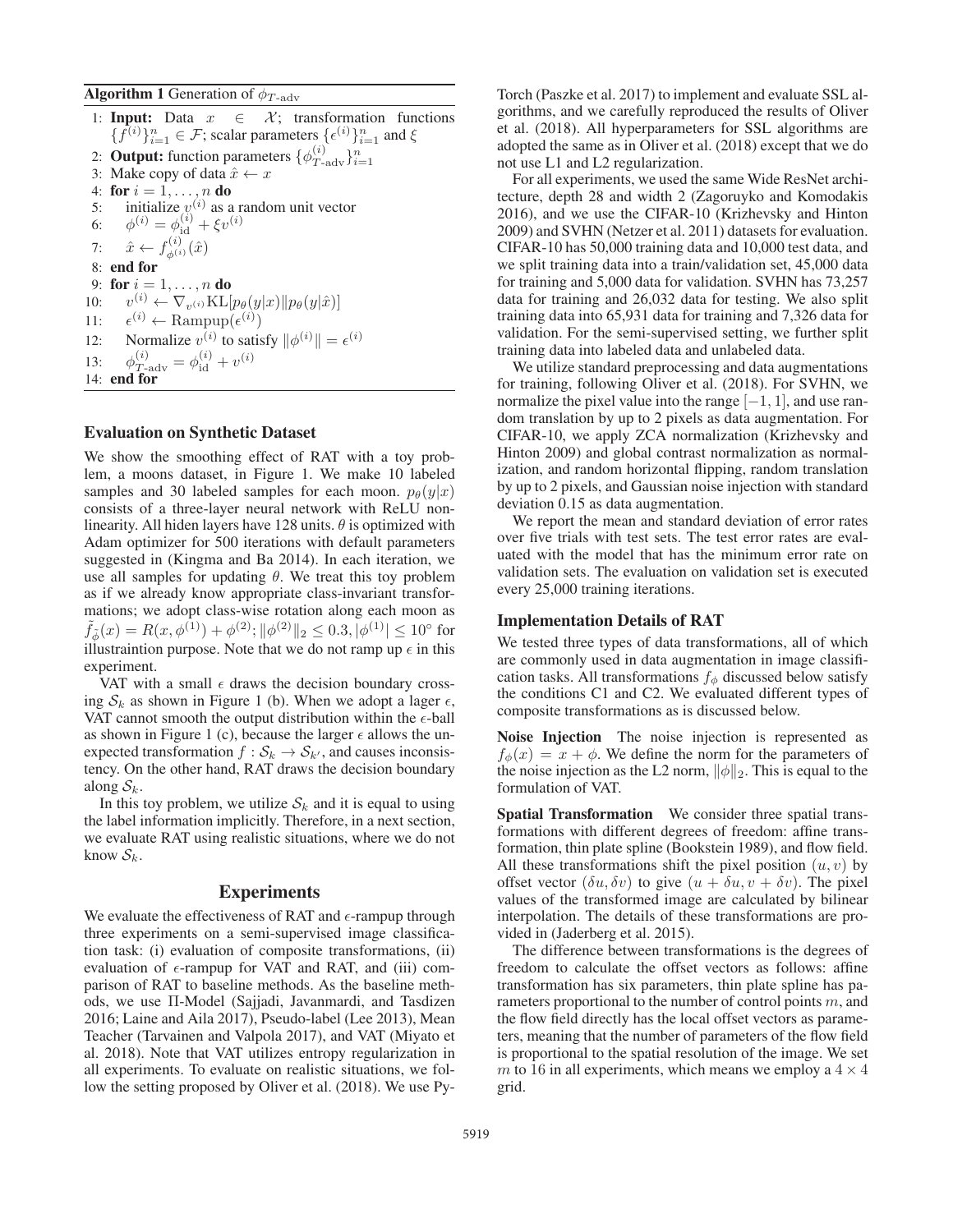**Algorithm 1** Generation of $\phi_{T\text{-adv}}$

1: **Input:** Data $x \in \mathcal{X}$; transformation functions $\{f^{(i)}\}_{i=1}^{n} \in \mathcal{F}$; scalar parameters $\{\epsilon^{(i)}\}_{i=1}^{n}$ and $\xi$
2: **Output:** function parameters $\{\phi_{T\text{-adv}}^{(i)}\}_{i=1}^{n}$
3: Make copy of data $\hat{x} \leftarrow x$
4: **for** $i = 1, \ldots, n$ **do**
5: initialize $v^{(i)}$ as a random unit vector
6: $\phi^{(i)} = \phi_{\text{id}}^{(i)} + \xi v^{(i)}$
7: $\hat{x} \leftarrow f_{\phi^{(i)}}^{(i)}(\hat{x})$
8: **end for**
9: **for** $i = 1, \ldots, n$ **do**
10: $v^{(i)} \leftarrow \nabla_{v^{(i)}} \text{KL}[p_\theta(y|x) \| p_\theta(y|\hat{x})]$
11: $\epsilon^{(i)} \leftarrow \text{Rampup}(\epsilon^{(i)})$
12: Normalize $v^{(i)}$ to satisfy $\|\phi^{(i)}\| = \epsilon^{(i)}$
13: $\phi_{T\text{-adv}}^{(i)} = \phi_{\text{id}}^{(i)} + v^{(i)}$
14: **end for**

### Evaluation on Synthetic Dataset

We show the smoothing effect of RAT with a toy problem, a moons dataset, in Figure 1. We make 10 labeled samples and 30 labeled samples for each moon. $p_\theta(y|x)$ consists of a three-layer neural network with ReLU nonlinearity. All hiden layers have 128 units. $\theta$ is optimized with Adam optimizer for 500 iterations with default parameters suggested in (Kingma and Ba 2014). In each iteration, we use all samples for updating $\theta$. We treat this toy problem as if we already know appropriate class-invariant transformations; we adopt class-wise rotation along each moon as $\tilde{f}_{\tilde{\phi}}(x) = R(x, \phi^{(1)}) + \phi^{(2)}; \|\phi^{(2)}\|_2 \leq 0.3, |\phi^{(1)}| \leq 10^\circ$ for illustraintion purpose. Note that we do not ramp up $\epsilon$ in this experiment.

VAT with a small $\epsilon$ draws the decision boundary crossing $\mathcal{S}_k$ as shown in Figure 1 (b). When we adopt a lager $\epsilon$, VAT cannot smooth the output distribution within the $\epsilon$-ball as shown in Figure 1 (c), because the larger $\epsilon$ allows the unexpected transformation $f : \mathcal{S}_k \rightarrow \mathcal{S}_{k'}$, and causes inconsistency. On the other hand, RAT draws the decision boundary along $\mathcal{S}_k$.

In this toy problem, we utilize $\mathcal{S}_k$ and it is equal to using the label information implicitly. Therefore, in a next section, we evaluate RAT using realistic situations, where we do not know $\mathcal{S}_k$.

## Experiments

We evaluate the effectiveness of RAT and $\epsilon$-rampup through three experiments on a semi-supervised image classification task: (i) evaluation of composite transformations, (ii) evaluation of $\epsilon$-rampup for VAT and RAT, and (iii) comparison of RAT to baseline methods. As the baseline methods, we use Π-Model (Sajjadi, Javanmardi, and Tasdizen 2016; Laine and Aila 2017), Pseudo-label (Lee 2013), Mean Teacher (Tarvainen and Valpola 2017), and VAT (Miyato et al. 2018). Note that VAT utilizes entropy regularization in all experiments. To evaluate on realistic situations, we follow the setting proposed by Oliver et al. (2018). We use PyTorch (Paszke et al. 2017) to implement and evaluate SSL algorithms, and we carefully reproduced the results of Oliver et al. (2018). All hyperparameters for SSL algorithms are adopted the same as in Oliver et al. (2018) except that we do not use L1 and L2 regularization.

For all experiments, we used the same Wide ResNet architecture, depth 28 and width 2 (Zagoruyko and Komodakis 2016), and we use the CIFAR-10 (Krizhevsky and Hinton 2009) and SVHN (Netzer et al. 2011) datasets for evaluation. CIFAR-10 has 50,000 training data and 10,000 test data, and we split training data into a train/validation set, 45,000 data for training and 5,000 data for validation. SVHN has 73,257 data for training and 26,032 data for testing. We also split training data into 65,931 data for training and 7,326 data for validation. For the semi-supervised setting, we further split training data into labeled data and unlabeled data.

We utilize standard preprocessing and data augmentations for training, following Oliver et al. (2018). For SVHN, we normalize the pixel value into the range $[-1, 1]$, and use random translation by up to 2 pixels as data augmentation. For CIFAR-10, we apply ZCA normalization (Krizhevsky and Hinton 2009) and global contrast normalization as normalization, and random horizontal flipping, random translation by up to 2 pixels, and Gaussian noise injection with standard deviation 0.15 as data augmentation.

We report the mean and standard deviation of error rates over five trials with test sets. The test error rates are evaluated with the model that has the minimum error rate on validation sets. The evaluation on validation set is executed every 25,000 training iterations.

### Implementation Details of RAT

We tested three types of data transformations, all of which are commonly used in data augmentation in image classification tasks. All transformations $f_\phi$ discussed below satisfy the conditions C1 and C2. We evaluated different types of composite transformations as is discussed below.

**Noise Injection** The noise injection is represented as $f_\phi(x) = x + \phi$. We define the norm for the parameters of the noise injection as the L2 norm, $\|\phi\|_2$. This is equal to the formulation of VAT.

**Spatial Transformation** We consider three spatial transformations with different degrees of freedom: affine transformation, thin plate spline (Bookstein 1989), and flow field. All these transformations shift the pixel position $(u, v)$ by offset vector $(\delta u, \delta v)$ to give $(u + \delta u, v + \delta v)$. The pixel values of the transformed image are calculated by bilinear interpolation. The details of these transformations are provided in (Jaderberg et al. 2015).

The difference between transformations is the degrees of freedom to calculate the offset vectors as follows: affine transformation has six parameters, thin plate spline has parameters proportional to the number of control points $m$, and the flow field directly has the local offset vectors as parameters, meaning that the number of parameters of the flow field is proportional to the spatial resolution of the image. We set $m$ to 16 in all experiments, which means we employ a $4 \times 4$ grid.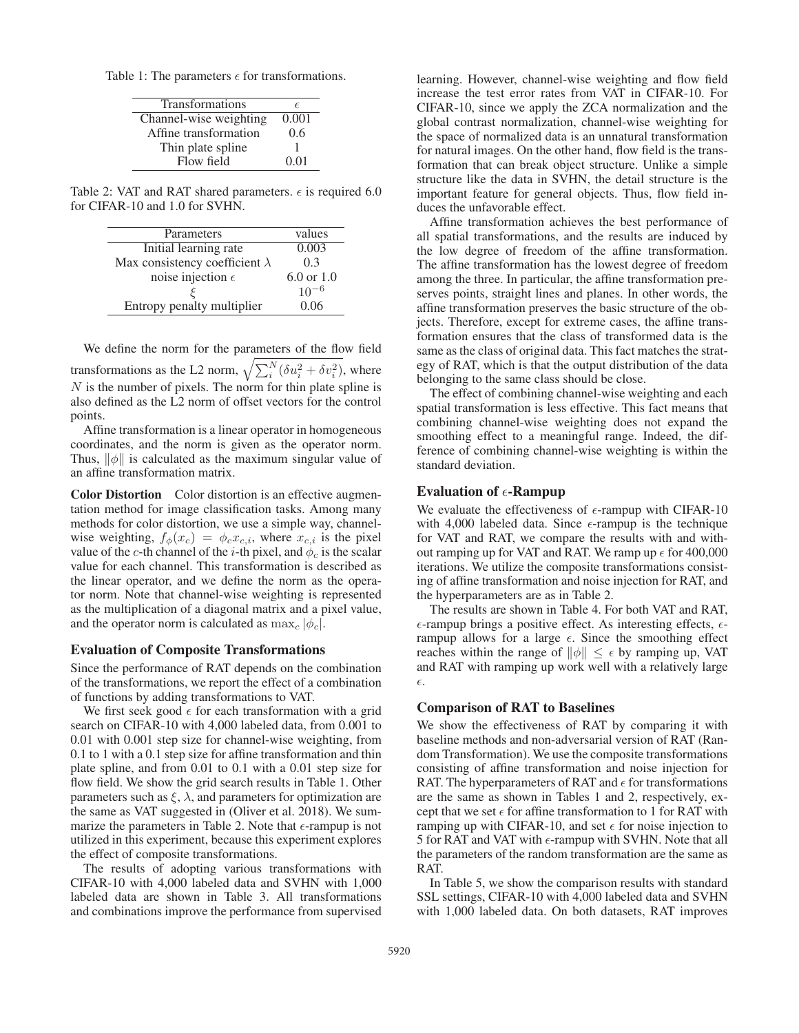Table 1: The parameters $\epsilon$ for transformations.

| Transformations | $\epsilon$ |
|---|---|
| Channel-wise weighting | 0.001 |
| Affine transformation | 0.6 |
| Thin plate spline | 1 |
| Flow field | 0.01 |

Table 2: VAT and RAT shared parameters. $\epsilon$ is required 6.0 for CIFAR-10 and 1.0 for SVHN.

| Parameters | values |
|---|---|
| Initial learning rate | 0.003 |
| Max consistency coefficient $\lambda$ | 0.3 |
| noise injection $\epsilon$ | 6.0 or 1.0 |
| $\xi$ | $10^{-6}$ |
| Entropy penalty multiplier | 0.06 |

We define the norm for the parameters of the flow field transformations as the L2 norm, $\sqrt{\sum_i^N(\delta u_i^2 + \delta v_i^2)}$, where $N$ is the number of pixels. The norm for thin plate spline is also defined as the L2 norm of offset vectors for the control points.

Affine transformation is a linear operator in homogeneous coordinates, and the norm is given as the operator norm. Thus, $\|\phi\|$ is calculated as the maximum singular value of an affine transformation matrix.

**Color Distortion** Color distortion is an effective augmentation method for image classification tasks. Among many methods for color distortion, we use a simple way, channel-wise weighting, $f_\phi(x_c) = \phi_c x_{c,i}$, where $x_{c,i}$ is the pixel value of the $c$-th channel of the $i$-th pixel, and $\phi_c$ is the scalar value for each channel. This transformation is described as the linear operator, and we define the norm as the operator norm. Note that channel-wise weighting is represented as the multiplication of a diagonal matrix and a pixel value, and the operator norm is calculated as $\max_c |\phi_c|$.

### Evaluation of Composite Transformations

Since the performance of RAT depends on the combination of the transformations, we report the effect of a combination of functions by adding transformations to VAT.

We first seek good $\epsilon$ for each transformation with a grid search on CIFAR-10 with 4,000 labeled data, from 0.001 to 0.01 with 0.001 step size for channel-wise weighting, from 0.1 to 1 with a 0.1 step size for affine transformation and thin plate spline, and from 0.01 to 0.1 with a 0.01 step size for flow field. We show the grid search results in Table 1. Other parameters such as $\xi$, $\lambda$, and parameters for optimization are the same as VAT suggested in (Oliver et al. 2018). We summarize the parameters in Table 2. Note that $\epsilon$-rampup is not utilized in this experiment, because this experiment explores the effect of composite transformations.

The results of adopting various transformations with CIFAR-10 with 4,000 labeled data and SVHN with 1,000 labeled data are shown in Table 3. All transformations and combinations improve the performance from supervised learning. However, channel-wise weighting and flow field increase the test error rates from VAT in CIFAR-10. For CIFAR-10, since we apply the ZCA normalization and the global contrast normalization, channel-wise weighting for the space of normalized data is an unnatural transformation for natural images. On the other hand, flow field is the transformation that can break object structure. Unlike a simple structure like the data in SVHN, the detail structure is the important feature for general objects. Thus, flow field induces the unfavorable effect.

Affine transformation achieves the best performance of all spatial transformations, and the results are induced by the low degree of freedom of the affine transformation. The affine transformation has the lowest degree of freedom among the three. In particular, the affine transformation preserves points, straight lines and planes. In other words, the affine transformation preserves the basic structure of the objects. Therefore, except for extreme cases, the affine transformation ensures that the class of transformed data is the same as the class of original data. This fact matches the strategy of RAT, which is that the output distribution of the data belonging to the same class should be close.

The effect of combining channel-wise weighting and each spatial transformation is less effective. This fact means that combining channel-wise weighting does not expand the smoothing effect to a meaningful range. Indeed, the difference of combining channel-wise weighting is within the standard deviation.

### Evaluation of $\epsilon$-Rampup

We evaluate the effectiveness of $\epsilon$-rampup with CIFAR-10 with 4,000 labeled data. Since $\epsilon$-rampup is the technique for VAT and RAT, we compare the results with and without ramping up for VAT and RAT. We ramp up $\epsilon$ for 400,000 iterations. We utilize the composite transformations consisting of affine transformation and noise injection for RAT, and the hyperparameters are as in Table 2.

The results are shown in Table 4. For both VAT and RAT, $\epsilon$-rampup brings a positive effect. As interesting effects, $\epsilon$-rampup allows for a large $\epsilon$. Since the smoothing effect reaches within the range of $\|\phi\| \leq \epsilon$ by ramping up, VAT and RAT with ramping up work well with a relatively large $\epsilon$.

### Comparison of RAT to Baselines

We show the effectiveness of RAT by comparing it with baseline methods and non-adversarial version of RAT (Random Transformation). We use the composite transformations consisting of affine transformation and noise injection for RAT. The hyperparameters of RAT and $\epsilon$ for transformations are the same as shown in Tables 1 and 2, respectively, except that we set $\epsilon$ for affine transformation to 1 for RAT with ramping up with CIFAR-10, and set $\epsilon$ for noise injection to 5 for RAT and VAT with $\epsilon$-rampup with SVHN. Note that all the parameters of the random transformation are the same as RAT.

In Table 5, we show the comparison results with standard SSL settings, CIFAR-10 with 4,000 labeled data and SVHN with 1,000 labeled data. On both datasets, RAT improves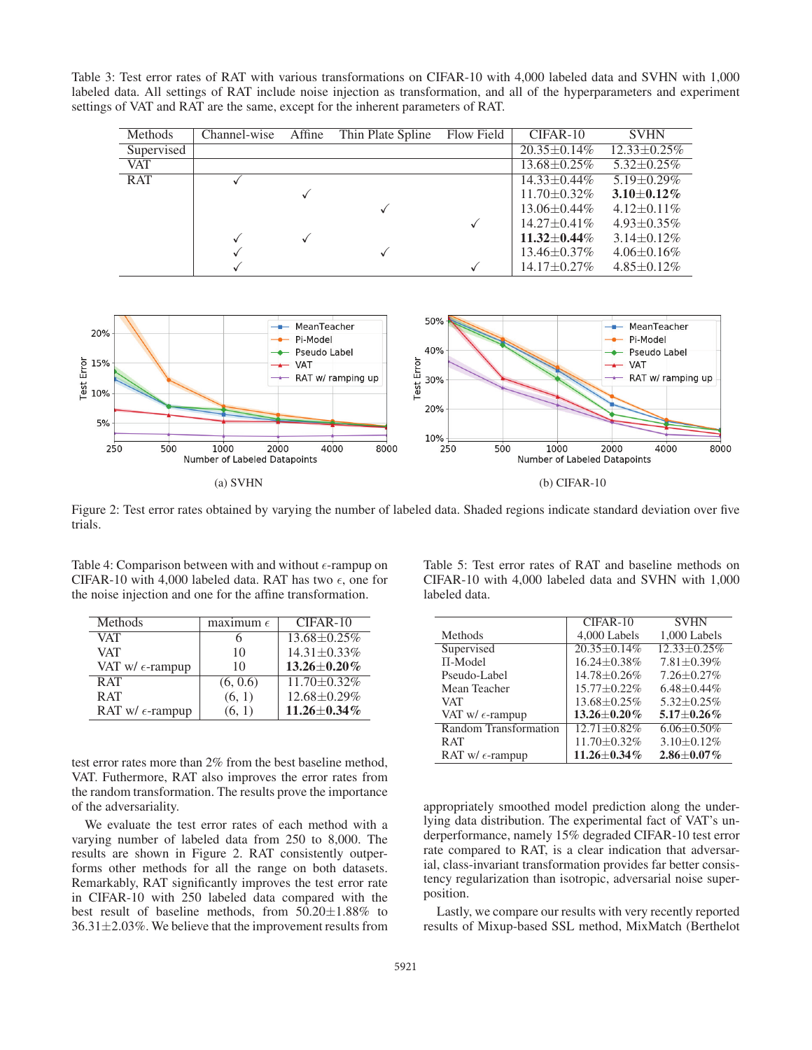Table 3: Test error rates of RAT with various transformations on CIFAR-10 with 4,000 labeled data and SVHN with 1,000 labeled data. All settings of RAT include noise injection as transformation, and all of the hyperparameters and experiment settings of VAT and RAT are the same, except for the inherent parameters of RAT.

| Methods | Channel-wise | Affine | Thin Plate Spline | Flow Field | CIFAR-10 | SVHN |
|---|---|---|---|---|---|---|
| Supervised | | | | | 20.35±0.14% | 12.33±0.25% |
| VAT | | | | | 13.68±0.25% | 5.32±0.25% |
| RAT | ✓ | | | | 14.33±0.44% | 5.19±0.29% |
| | | ✓ | | | 11.70±0.32% | **3.10±0.12%** |
| | | | ✓ | | 13.06±0.44% | 4.12±0.11% |
| | | | | ✓ | 14.27±0.41% | 4.93±0.35% |
| | ✓ | ✓ | | | **11.32±0.44%** | 3.14±0.12% |
| | ✓ | | ✓ | | 13.46±0.37% | 4.06±0.16% |
| | ✓ | | | ✓ | 14.17±0.27% | 4.85±0.12% |

(a) SVHN

Test Error
20%
15%
10%
5%
250
500
1000
2000
4000
8000
Number of Labeled Datapoints
MeanTeacher
Pi-Model
Pseudo Label
VAT
RAT w/ ramping up

(b) CIFAR-10

Test Error
50%
40%
30%
20%
10%
250
500
1000
2000
4000
8000
Number of Labeled Datapoints
MeanTeacher
Pi-Model
Pseudo Label
VAT
RAT w/ ramping up

Figure 2: Test error rates obtained by varying the number of labeled data. Shaded regions indicate standard deviation over five trials.

Table 4: Comparison between with and without $\epsilon$-rampup on CIFAR-10 with 4,000 labeled data. RAT has two $\epsilon$, one for the noise injection and one for the affine transformation.

| Methods | maximum $\epsilon$ | CIFAR-10 |
|---|---|---|
| VAT | 6 | 13.68±0.25% |
| VAT | 10 | 14.31±0.33% |
| VAT w/ $\epsilon$-rampup | 10 | **13.26±0.20%** |
| RAT | (6, 0.6) | 11.70±0.32% |
| RAT | (6, 1) | 12.68±0.29% |
| RAT w/ $\epsilon$-rampup | (6, 1) | **11.26±0.34%** |

test error rates more than 2% from the best baseline method, VAT. Futhermore, RAT also improves the error rates from the random transformation. The results prove the importance of the adversariality.

We evaluate the test error rates of each method with a varying number of labeled data from 250 to 8,000. The results are shown in Figure 2. RAT consistently outperforms other methods for all the range on both datasets. Remarkably, RAT significantly improves the test error rate in CIFAR-10 with 250 labeled data compared with the best result of baseline methods, from 50.20±1.88% to 36.31±2.03%. We believe that the improvement results from appropriately smoothed model prediction along the underlying data distribution. The experimental fact of VAT's underperformance, namely 15% degraded CIFAR-10 test error rate compared to RAT, is a clear indication that adversarial, class-invariant transformation provides far better consistency regularization than isotropic, adversarial noise superposition.

Table 5: Test error rates of RAT and baseline methods on CIFAR-10 with 4,000 labeled data and SVHN with 1,000 labeled data.

| Methods | CIFAR-10 4,000 Labels | SVHN 1,000 Labels |
|---|---|---|
| Supervised | 20.35±0.14% | 12.33±0.25% |
| Π-Model | 16.24±0.38% | 7.81±0.39% |
| Pseudo-Label | 14.78±0.26% | 7.26±0.27% |
| Mean Teacher | 15.77±0.22% | 6.48±0.44% |
| VAT | 13.68±0.25% | 5.32±0.25% |
| VAT w/ $\epsilon$-rampup | **13.26±0.20%** | **5.17±0.26%** |
| Random Transformation | 12.71±0.82% | 6.06±0.50% |
| RAT | 11.70±0.32% | 3.10±0.12% |
| RAT w/ $\epsilon$-rampup | **11.26±0.34%** | **2.86±0.07%** |

Lastly, we compare our results with very recently reported results of Mixup-based SSL method, MixMatch (Berthelot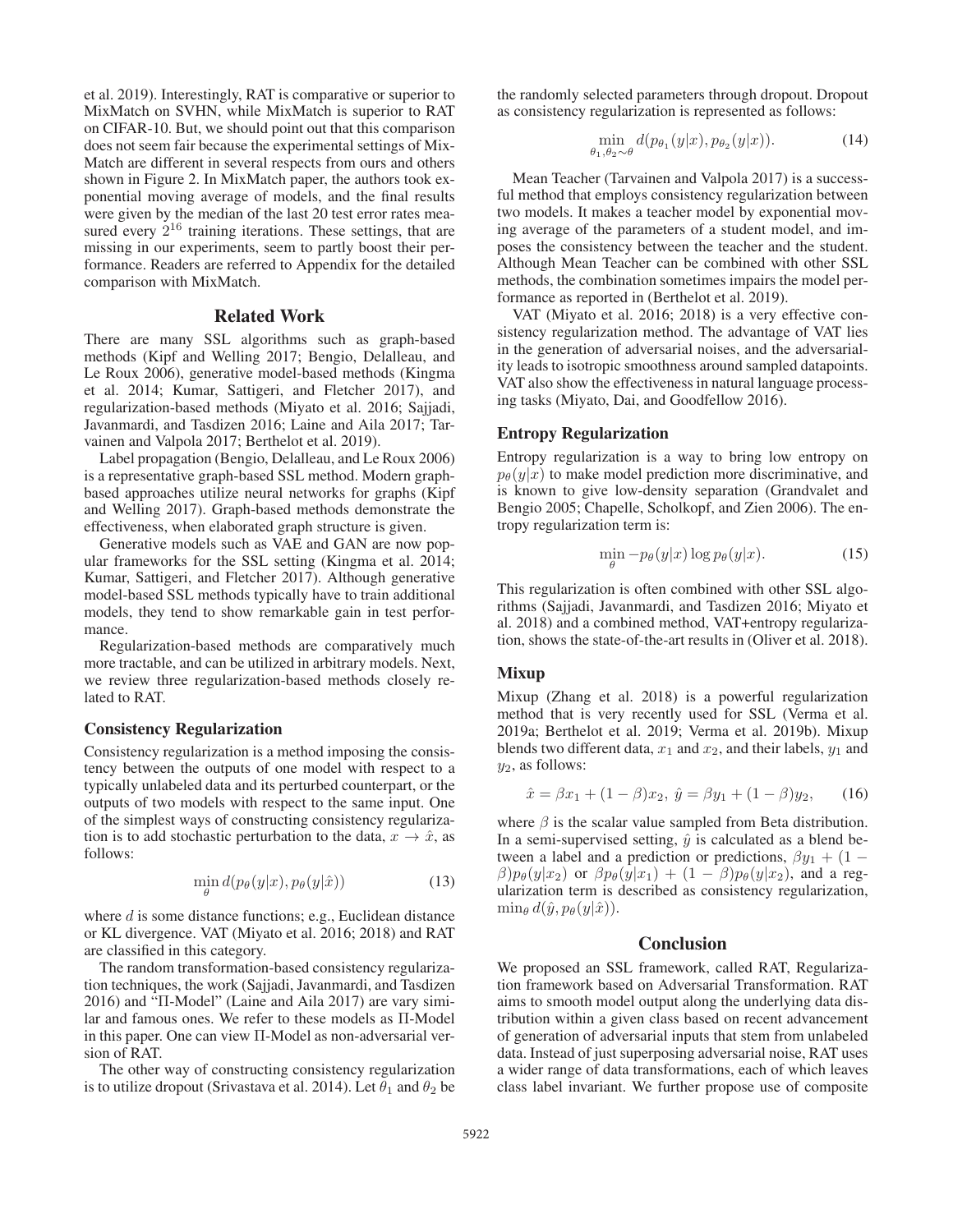et al. 2019). Interestingly, RAT is comparative or superior to MixMatch on SVHN, while MixMatch is superior to RAT on CIFAR-10. But, we should point out that this comparison does not seem fair because the experimental settings of MixMatch are different in several respects from ours and others shown in Figure 2. In MixMatch paper, the authors took exponential moving average of models, and the final results were given by the median of the last 20 test error rates measured every $2^{16}$ training iterations. These settings, that are missing in our experiments, seem to partly boost their performance. Readers are referred to Appendix for the detailed comparison with MixMatch.

## Related Work

There are many SSL algorithms such as graph-based methods (Kipf and Welling 2017; Bengio, Delalleau, and Le Roux 2006), generative model-based methods (Kingma et al. 2014; Kumar, Sattigeri, and Fletcher 2017), and regularization-based methods (Miyato et al. 2016; Sajjadi, Javanmardi, and Tasdizen 2016; Laine and Aila 2017; Tarvainen and Valpola 2017; Berthelot et al. 2019).

Label propagation (Bengio, Delalleau, and Le Roux 2006) is a representative graph-based SSL method. Modern graph-based approaches utilize neural networks for graphs (Kipf and Welling 2017). Graph-based methods demonstrate the effectiveness, when elaborated graph structure is given.

Generative models such as VAE and GAN are now popular frameworks for the SSL setting (Kingma et al. 2014; Kumar, Sattigeri, and Fletcher 2017). Although generative model-based SSL methods typically have to train additional models, they tend to show remarkable gain in test performance.

Regularization-based methods are comparatively much more tractable, and can be utilized in arbitrary models. Next, we review three regularization-based methods closely related to RAT.

### Consistency Regularization

Consistency regularization is a method imposing the consistency between the outputs of one model with respect to a typically unlabeled data and its perturbed counterpart, or the outputs of two models with respect to the same input. One of the simplest ways of constructing consistency regularization is to add stochastic perturbation to the data, $x \to \hat{x}$, as follows:

$$\min_{\theta} d(p_\theta(y|x), p_\theta(y|\hat{x})) \tag{13}$$

where $d$ is some distance functions; e.g., Euclidean distance or KL divergence. VAT (Miyato et al. 2016; 2018) and RAT are classified in this category.

The random transformation-based consistency regularization techniques, the work (Sajjadi, Javanmardi, and Tasdizen 2016) and "Π-Model" (Laine and Aila 2017) are vary similar and famous ones. We refer to these models as Π-Model in this paper. One can view Π-Model as non-adversarial version of RAT.

The other way of constructing consistency regularization is to utilize dropout (Srivastava et al. 2014). Let $\theta_1$ and $\theta_2$ be the randomly selected parameters through dropout. Dropout as consistency regularization is represented as follows:

$$\min_{\theta_1, \theta_2 \sim \theta} d(p_{\theta_1}(y|x), p_{\theta_2}(y|x)). \tag{14}$$

Mean Teacher (Tarvainen and Valpola 2017) is a successful method that employs consistency regularization between two models. It makes a teacher model by exponential moving average of the parameters of a student model, and imposes the consistency between the teacher and the student. Although Mean Teacher can be combined with other SSL methods, the combination sometimes impairs the model performance as reported in (Berthelot et al. 2019).

VAT (Miyato et al. 2016; 2018) is a very effective consistency regularization method. The advantage of VAT lies in the generation of adversarial noises, and the adversariality leads to isotropic smoothness around sampled datapoints. VAT also show the effectiveness in natural language processing tasks (Miyato, Dai, and Goodfellow 2016).

### Entropy Regularization

Entropy regularization is a way to bring low entropy on $p_\theta(y|x)$ to make model prediction more discriminative, and is known to give low-density separation (Grandvalet and Bengio 2005; Chapelle, Scholkopf, and Zien 2006). The entropy regularization term is:

$$\min_{\theta} -p_\theta(y|x) \log p_\theta(y|x). \tag{15}$$

This regularization is often combined with other SSL algorithms (Sajjadi, Javanmardi, and Tasdizen 2016; Miyato et al. 2018) and a combined method, VAT+entropy regularization, shows the state-of-the-art results in (Oliver et al. 2018).

### Mixup

Mixup (Zhang et al. 2018) is a powerful regularization method that is very recently used for SSL (Verma et al. 2019a; Berthelot et al. 2019; Verma et al. 2019b). Mixup blends two different data, $x_1$ and $x_2$, and their labels, $y_1$ and $y_2$, as follows:

$$\hat{x} = \beta x_1 + (1 - \beta) x_2, \; \hat{y} = \beta y_1 + (1 - \beta) y_2, \tag{16}$$

where $\beta$ is the scalar value sampled from Beta distribution. In a semi-supervised setting, $\hat{y}$ is calculated as a blend between a label and a prediction or predictions, $\beta y_1 + (1 - \beta) p_\theta(y|x_2)$ or $\beta p_\theta(y|x_1) + (1 - \beta) p_\theta(y|x_2)$, and a regularization term is described as consistency regularization, $\min_\theta d(\hat{y}, p_\theta(y|\hat{x}))$.

## Conclusion

We proposed an SSL framework, called RAT, Regularization framework based on Adversarial Transformation. RAT aims to smooth model output along the underlying data distribution within a given class based on recent advancement of generation of adversarial inputs that stem from unlabeled data. Instead of just superposing adversarial noise, RAT uses a wider range of data transformations, each of which leaves class label invariant. We further propose use of composite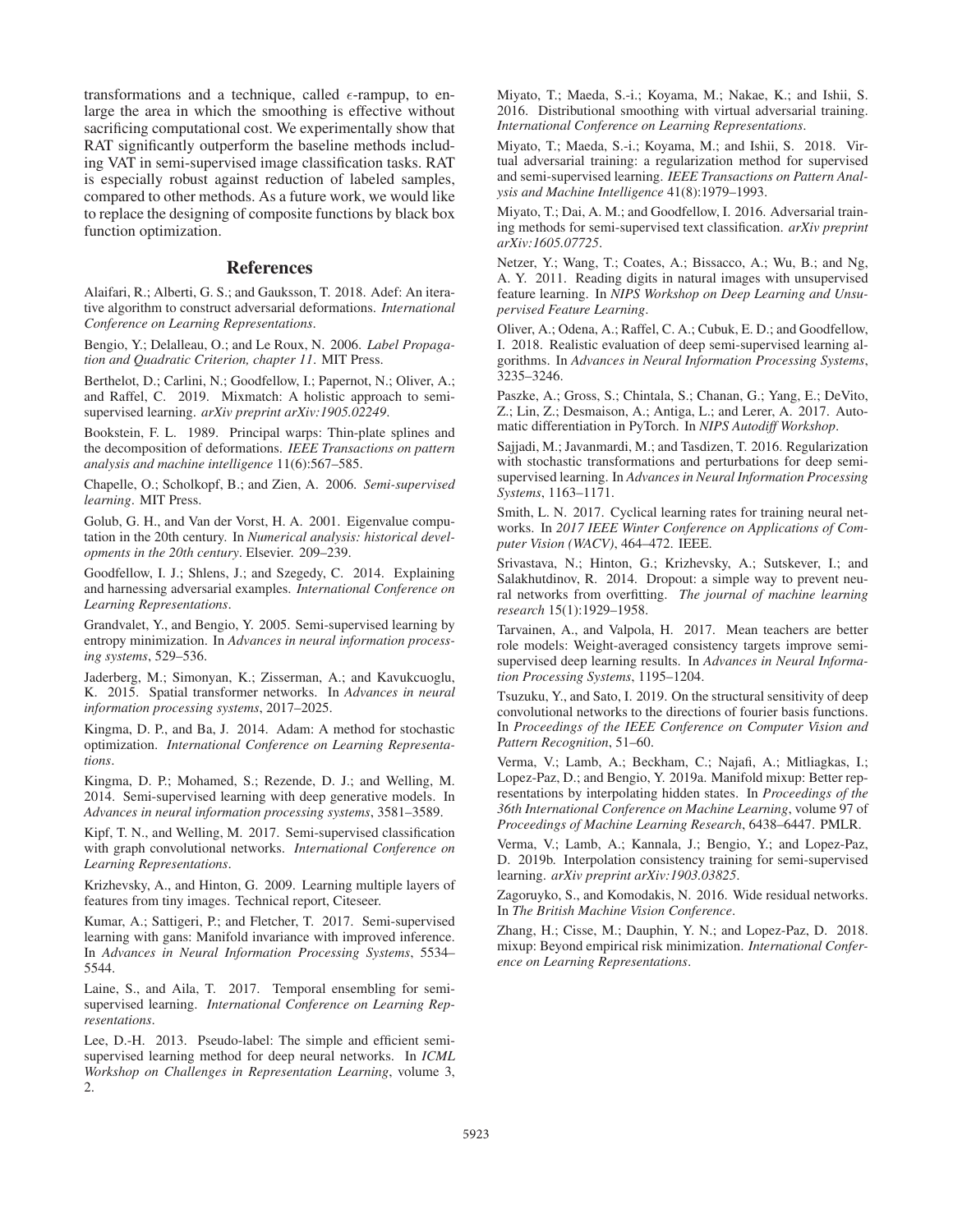transformations and a technique, called $\epsilon$-rampup, to enlarge the area in which the smoothing is effective without sacrificing computational cost. We experimentally show that RAT significantly outperform the baseline methods including VAT in semi-supervised image classification tasks. RAT is especially robust against reduction of labeled samples, compared to other methods. As a future work, we would like to replace the designing of composite functions by black box function optimization.

## References

Alaifari, R.; Alberti, G. S.; and Gauksson, T. 2018. Adef: An iterative algorithm to construct adversarial deformations. *International Conference on Learning Representations*.

Bengio, Y.; Delalleau, O.; and Le Roux, N. 2006. *Label Propagation and Quadratic Criterion, chapter 11*. MIT Press.

Berthelot, D.; Carlini, N.; Goodfellow, I.; Papernot, N.; Oliver, A.; and Raffel, C. 2019. Mixmatch: A holistic approach to semi-supervised learning. *arXiv preprint arXiv:1905.02249*.

Bookstein, F. L. 1989. Principal warps: Thin-plate splines and the decomposition of deformations. *IEEE Transactions on pattern analysis and machine intelligence* 11(6):567–585.

Chapelle, O.; Scholkopf, B.; and Zien, A. 2006. *Semi-supervised learning*. MIT Press.

Golub, G. H., and Van der Vorst, H. A. 2001. Eigenvalue computation in the 20th century. In *Numerical analysis: historical developments in the 20th century*. Elsevier. 209–239.

Goodfellow, I. J.; Shlens, J.; and Szegedy, C. 2014. Explaining and harnessing adversarial examples. *International Conference on Learning Representations*.

Grandvalet, Y., and Bengio, Y. 2005. Semi-supervised learning by entropy minimization. In *Advances in neural information processing systems*, 529–536.

Jaderberg, M.; Simonyan, K.; Zisserman, A.; and Kavukcuoglu, K. 2015. Spatial transformer networks. In *Advances in neural information processing systems*, 2017–2025.

Kingma, D. P., and Ba, J. 2014. Adam: A method for stochastic optimization. *International Conference on Learning Representations*.

Kingma, D. P.; Mohamed, S.; Rezende, D. J.; and Welling, M. 2014. Semi-supervised learning with deep generative models. In *Advances in neural information processing systems*, 3581–3589.

Kipf, T. N., and Welling, M. 2017. Semi-supervised classification with graph convolutional networks. *International Conference on Learning Representations*.

Krizhevsky, A., and Hinton, G. 2009. Learning multiple layers of features from tiny images. Technical report, Citeseer.

Kumar, A.; Sattigeri, P.; and Fletcher, T. 2017. Semi-supervised learning with gans: Manifold invariance with improved inference. In *Advances in Neural Information Processing Systems*, 5534–5544.

Laine, S., and Aila, T. 2017. Temporal ensembling for semi-supervised learning. *International Conference on Learning Representations*.

Lee, D.-H. 2013. Pseudo-label: The simple and efficient semi-supervised learning method for deep neural networks. In *ICML Workshop on Challenges in Representation Learning*, volume 3, 2.

Miyato, T.; Maeda, S.-i.; Koyama, M.; Nakae, K.; and Ishii, S. 2016. Distributional smoothing with virtual adversarial training. *International Conference on Learning Representations*.

Miyato, T.; Maeda, S.-i.; Koyama, M.; and Ishii, S. 2018. Virtual adversarial training: a regularization method for supervised and semi-supervised learning. *IEEE Transactions on Pattern Analysis and Machine Intelligence* 41(8):1979–1993.

Miyato, T.; Dai, A. M.; and Goodfellow, I. 2016. Adversarial training methods for semi-supervised text classification. *arXiv preprint arXiv:1605.07725*.

Netzer, Y.; Wang, T.; Coates, A.; Bissacco, A.; Wu, B.; and Ng, A. Y. 2011. Reading digits in natural images with unsupervised feature learning. In *NIPS Workshop on Deep Learning and Unsupervised Feature Learning*.

Oliver, A.; Odena, A.; Raffel, C. A.; Cubuk, E. D.; and Goodfellow, I. 2018. Realistic evaluation of deep semi-supervised learning algorithms. In *Advances in Neural Information Processing Systems*, 3235–3246.

Paszke, A.; Gross, S.; Chintala, S.; Chanan, G.; Yang, E.; DeVito, Z.; Lin, Z.; Desmaison, A.; Antiga, L.; and Lerer, A. 2017. Automatic differentiation in PyTorch. In *NIPS Autodiff Workshop*.

Sajjadi, M.; Javanmardi, M.; and Tasdizen, T. 2016. Regularization with stochastic transformations and perturbations for deep semi-supervised learning. In *Advances in Neural Information Processing Systems*, 1163–1171.

Smith, L. N. 2017. Cyclical learning rates for training neural networks. In *2017 IEEE Winter Conference on Applications of Computer Vision (WACV)*, 464–472. IEEE.

Srivastava, N.; Hinton, G.; Krizhevsky, A.; Sutskever, I.; and Salakhutdinov, R. 2014. Dropout: a simple way to prevent neural networks from overfitting. *The journal of machine learning research* 15(1):1929–1958.

Tarvainen, A., and Valpola, H. 2017. Mean teachers are better role models: Weight-averaged consistency targets improve semi-supervised deep learning results. In *Advances in Neural Information Processing Systems*, 1195–1204.

Tsuzuku, Y., and Sato, I. 2019. On the structural sensitivity of deep convolutional networks to the directions of fourier basis functions. In *Proceedings of the IEEE Conference on Computer Vision and Pattern Recognition*, 51–60.

Verma, V.; Lamb, A.; Beckham, C.; Najafi, A.; Mitliagkas, I.; Lopez-Paz, D.; and Bengio, Y. 2019a. Manifold mixup: Better representations by interpolating hidden states. In *Proceedings of the 36th International Conference on Machine Learning*, volume 97 of *Proceedings of Machine Learning Research*, 6438–6447. PMLR.

Verma, V.; Lamb, A.; Kannala, J.; Bengio, Y.; and Lopez-Paz, D. 2019b. Interpolation consistency training for semi-supervised learning. *arXiv preprint arXiv:1903.03825*.

Zagoruyko, S., and Komodakis, N. 2016. Wide residual networks. In *The British Machine Vision Conference*.

Zhang, H.; Cisse, M.; Dauphin, Y. N.; and Lopez-Paz, D. 2018. mixup: Beyond empirical risk minimization. *International Conference on Learning Representations*.